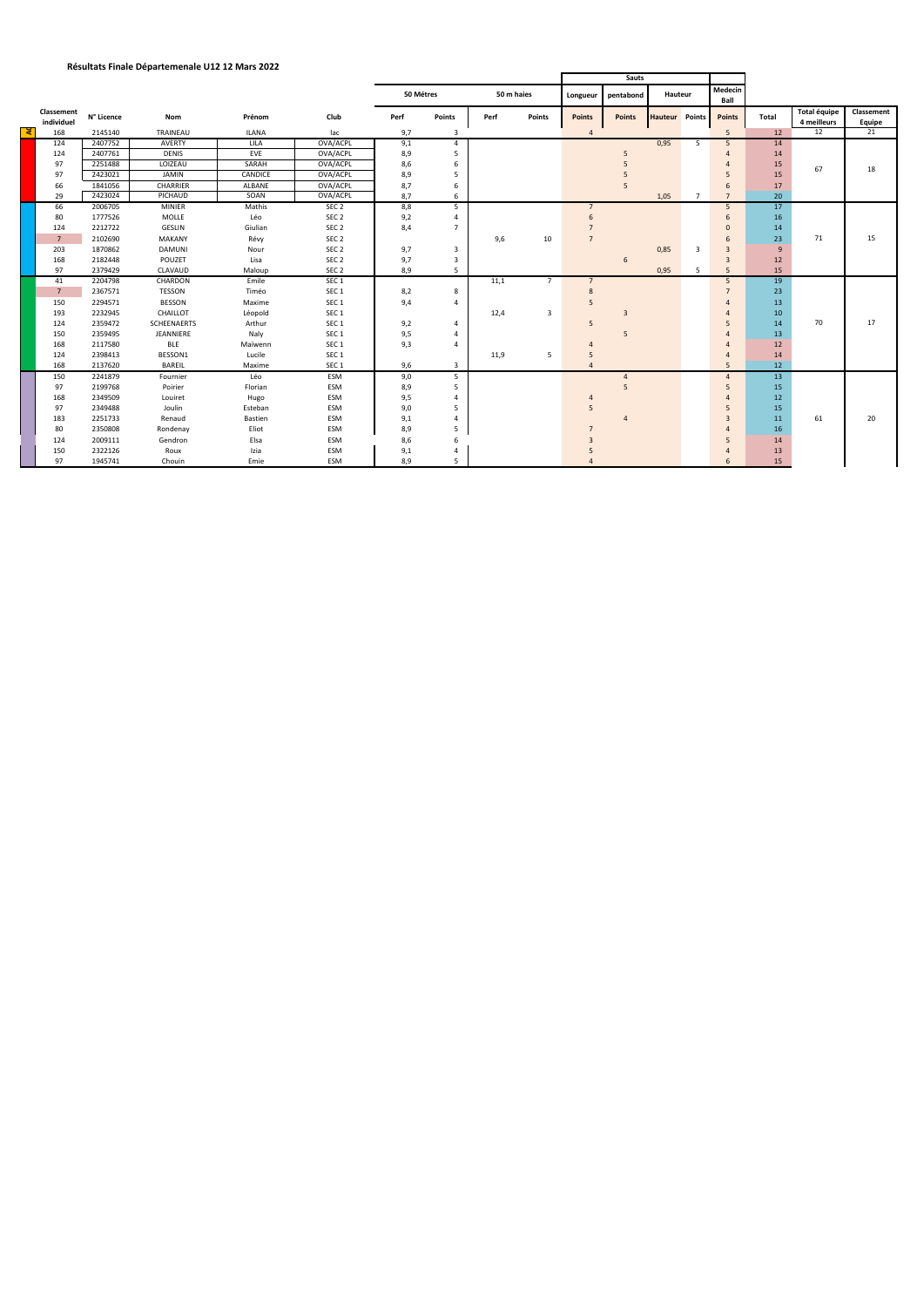**Résultats Finale Départemenale U12 12 Mars 2022**

| Classement individuel | N° Licence | Nom | Prénom | Club | 50 Mètres Perf | 50 Mètres Points | 50 m haies Perf | 50 m haies Points | Sauts Longueur Points | Sauts pentabond Points | Sauts Hauteur Hauteur | Sauts Hauteur Points | Medecin Ball Points | Total | Total équipe 4 meilleurs | Classement Equipe |
|---|---|---|---|---|---|---|---|---|---|---|---|---|---|---|---|---|
| 168 | 2145140 | TRAINEAU | ILANA | lac | 9,7 | 3 | | | 4 | | | | 5 | 12 | 12 | 21 |
| 124 | 2407752 | AVERTY | LILA | OVA/ACPL | 9,1 | 4 | | | | | 0,95 | 5 | 5 | 14 | | |
| 124 | 2407761 | DENIS | EVE | OVA/ACPL | 8,9 | 5 | | | | 5 | | | 4 | 14 | | |
| 97 | 2251488 | LOIZEAU | SARAH | OVA/ACPL | 8,6 | 6 | | | | 5 | | | 4 | 15 | 67 | 18 |
| 97 | 2423021 | JAMIN | CANDICE | OVA/ACPL | 8,9 | 5 | | | | 5 | | | 5 | 15 | | |
| 66 | 1841056 | CHARRIER | ALBANE | OVA/ACPL | 8,7 | 6 | | | | 5 | | | 6 | 17 | | |
| 29 | 2423024 | PICHAUD | SOAN | OVA/ACPL | 8,7 | 6 | | | | | 1,05 | 7 | 7 | 20 | | |
| 66 | 2006705 | MINIER | Mathis | SEC 2 | 8,8 | 5 | | | 7 | | | | 5 | 17 | | |
| 80 | 1777526 | MOLLE | Léo | SEC 2 | 9,2 | 4 | | | 6 | | | | 6 | 16 | | |
| 124 | 2212722 | GESLIN | Giulian | SEC 2 | 8,4 | 7 | | | 7 | | | | 0 | 14 | | |
| 7 | 2102690 | MAKANY | Révy | SEC 2 | | | 9,6 | 10 | 7 | | | | 6 | 23 | 71 | 15 |
| 203 | 1870862 | DAMUNI | Nour | SEC 2 | 9,7 | 3 | | | | | 0,85 | 3 | 3 | 9 | | |
| 168 | 2182448 | POUZET | Lisa | SEC 2 | 9,7 | 3 | | | | 6 | | | 3 | 12 | | |
| 97 | 2379429 | CLAVAUD | Maloup | SEC 2 | 8,9 | 5 | | | | | 0,95 | 5 | 5 | 15 | | |
| 41 | 2204798 | CHARDON | Emile | SEC 1 | | | 11,1 | 7 | 7 | | | | 5 | 19 | | |
| 7 | 2367571 | TESSON | Timéo | SEC 1 | 8,2 | 8 | | | 8 | | | | 7 | 23 | | |
| 150 | 2294571 | BESSON | Maxime | SEC 1 | 9,4 | 4 | | | 5 | | | | 4 | 13 | | |
| 193 | 2232945 | CHAILLOT | Léopold | SEC 1 | | | 12,4 | 3 | | 3 | | | 4 | 10 | | |
| 124 | 2359472 | SCHEENAERTS | Arthur | SEC 1 | 9,2 | 4 | | | 5 | | | | 5 | 14 | 70 | 17 |
| 150 | 2359495 | JEANNIERE | Naly | SEC 1 | 9,5 | 4 | | | | 5 | | | 4 | 13 | | |
| 168 | 2117580 | BLE | Maïwenn | SEC 1 | 9,3 | 4 | | | 4 | | | | 4 | 12 | | |
| 124 | 2398413 | BESSON1 | Lucile | SEC 1 | | | 11,9 | 5 | 5 | | | | 4 | 14 | | |
| 168 | 2137620 | BAREIL | Maxime | SEC 1 | 9,6 | 3 | | | 4 | | | | 5 | 12 | | |
| 150 | 2241879 | Fournier | Léo | ESM | 9,0 | 5 | | | | 4 | | | 4 | 13 | | |
| 97 | 2199768 | Poirier | Florian | ESM | 8,9 | 5 | | | | 5 | | | 5 | 15 | | |
| 168 | 2349509 | Louiret | Hugo | ESM | 9,5 | 4 | | | 4 | | | | 4 | 12 | | |
| 97 | 2349488 | Joulin | Esteban | ESM | 9,0 | 5 | | | 5 | | | | 5 | 15 | | |
| 183 | 2251733 | Renaud | Bastien | ESM | 9,1 | 4 | | | | 4 | | | 3 | 11 | 61 | 20 |
| 80 | 2350808 | Rondenay | Eliot | ESM | 8,9 | 5 | | | 7 | | | | 4 | 16 | | |
| 124 | 2009111 | Gendron | Elsa | ESM | 8,6 | 6 | | | 3 | | | | 5 | 14 | | |
| 150 | 2322126 | Roux | Izia | ESM | 9,1 | 4 | | | 5 | | | | 4 | 13 | | |
| 97 | 1945741 | Chouin | Emie | ESM | 8,9 | 5 | | | 4 | | | | 6 | 15 | | |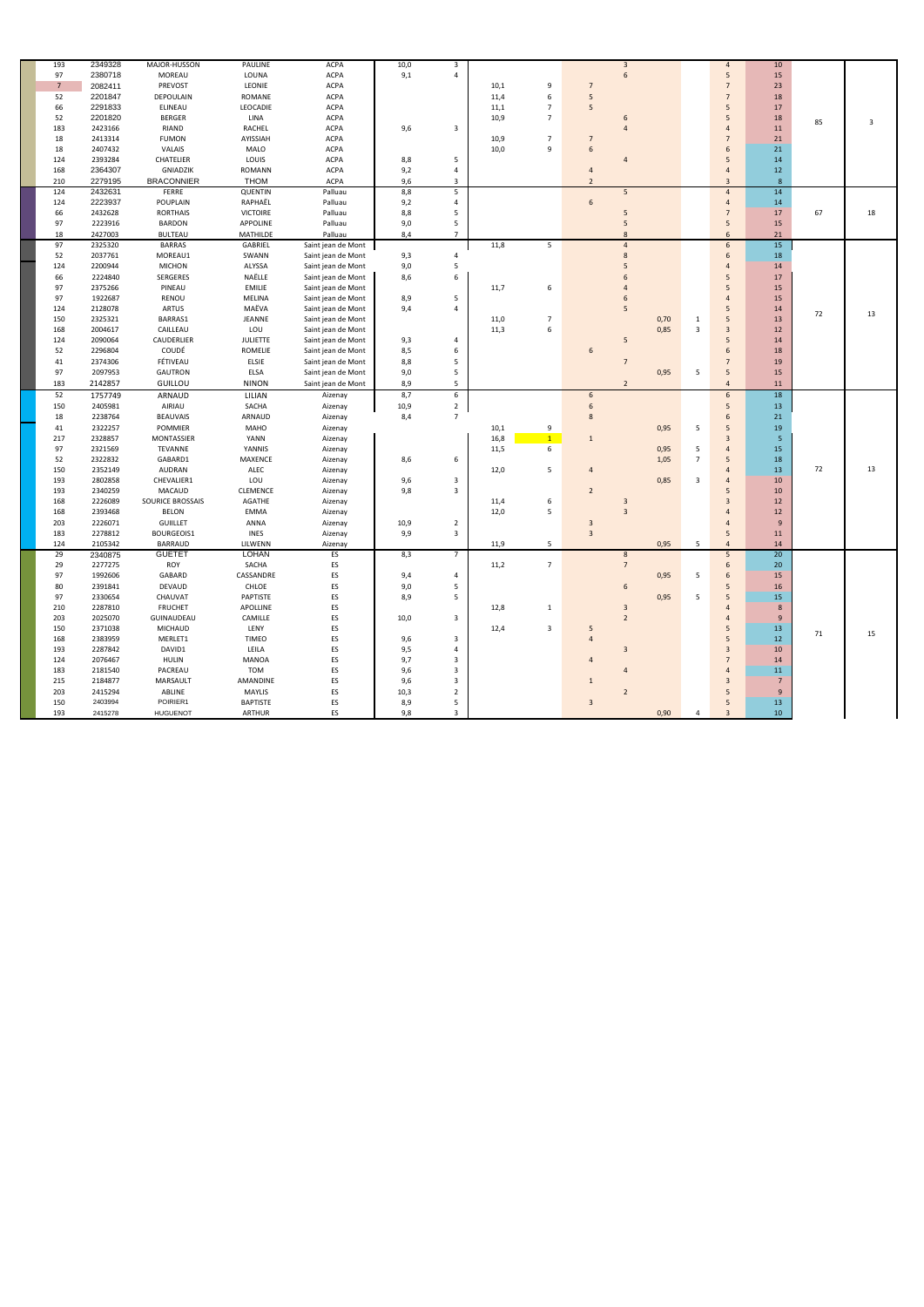| | | | | | | | | | | | | | | | | |
|---|---|---|---|---|---|---|---|---|---|---|---|---|---|---|---|---|
| 193 | 2349328 | MAJOR-HUSSON | PAULINE | ACPA | 10,0 | 3 | | | | 3 | | | 4 | 10 | | |
| 97 | 2380718 | MOREAU | LOUNA | ACPA | 9,1 | 4 | | | | 6 | | | 5 | 15 | | |
| 7 | 2082411 | PREVOST | LEONIE | ACPA | | | 10,1 | 9 | 7 | | | | 7 | 23 | | |
| 52 | 2201847 | DEPOULAIN | ROMANE | ACPA | | | 11,4 | 6 | 5 | | | | 7 | 18 | | |
| 66 | 2291833 | ELINEAU | LEOCADIE | ACPA | | | 11,1 | 7 | 5 | | | | 5 | 17 | | |
| 52 | 2201820 | BERGER | LINA | ACPA | | | 10,9 | 7 | | 6 | | | 5 | 18 | 85 | 3 |
| 183 | 2423166 | RIAND | RACHEL | ACPA | 9,6 | 3 | | | | 4 | | | 4 | 11 | | |
| 18 | 2413314 | FUMON | AYISSIAH | ACPA | | | 10,9 | 7 | 7 | | | | 7 | 21 | | |
| 18 | 2407432 | VALAIS | MALO | ACPA | | | 10,0 | 9 | 6 | | | | 6 | 21 | | |
| 124 | 2393284 | CHATELIER | LOUIS | ACPA | 8,8 | 5 | | | | 4 | | | 5 | 14 | | |
| 168 | 2364307 | GNIADZIK | ROMANN | ACPA | 9,2 | 4 | | | 4 | | | | 4 | 12 | | |
| 210 | 2279195 | BRACONNIER | THOM | ACPA | 9,6 | 3 | | | 2 | | | | 3 | 8 | | |
| 124 | 2432631 | FERRE | QUENTIN | Palluau | 8,8 | 5 | | | | 5 | | | 4 | 14 | | |
| 124 | 2223937 | POUPLAIN | RAPHAËL | Palluau | 9,2 | 4 | | | 6 | | | | 4 | 14 | | |
| 66 | 2432628 | RORTHAIS | VICTOIRE | Palluau | 8,8 | 5 | | | | 5 | | | 7 | 17 | 67 | 18 |
| 97 | 2223916 | BARDON | APPOLINE | Palluau | 9,0 | 5 | | | | 5 | | | 5 | 15 | | |
| 18 | 2427003 | BULTEAU | MATHILDE | Palluau | 8,4 | 7 | | | | 8 | | | 6 | 21 | | |
| 97 | 2325320 | BARRAS | GABRIEL | Saint jean de Mont | | | 11,8 | 5 | | 4 | | | 6 | 15 | | |
| 52 | 2037761 | MOREAU1 | SWANN | Saint jean de Mont | 9,3 | 4 | | | | 8 | | | 6 | 18 | | |
| 124 | 2200944 | MICHON | ALYSSA | Saint jean de Mont | 9,0 | 5 | | | | 5 | | | 4 | 14 | | |
| 66 | 2224840 | SERGERES | NAËLLE | Saint jean de Mont | 8,6 | 6 | | | | 6 | | | 5 | 17 | | |
| 97 | 2375266 | PINEAU | EMILIE | Saint jean de Mont | | | 11,7 | 6 | | 4 | | | 5 | 15 | | |
| 97 | 1922687 | RENOU | MELINA | Saint jean de Mont | 8,9 | 5 | | | | 6 | | | 4 | 15 | | |
| 124 | 2128078 | ARTUS | MAËVA | Saint jean de Mont | 9,4 | 4 | | | | 5 | | | 5 | 14 | | |
| 150 | 2325321 | BARRAS1 | JEANNE | Saint jean de Mont | | | 11,0 | 7 | | | 0,70 | 1 | 5 | 13 | 72 | 13 |
| 168 | 2004617 | CAILLEAU | LOU | Saint jean de Mont | | | 11,3 | 6 | | | 0,85 | 3 | 3 | 12 | | |
| 124 | 2090064 | CAUDERLIER | JULIETTE | Saint jean de Mont | 9,3 | 4 | | | | 5 | | | 5 | 14 | | |
| 52 | 2296804 | COUDÉ | ROMELIE | Saint jean de Mont | 8,5 | 6 | | | 6 | | | | 6 | 18 | | |
| 41 | 2374306 | FÉTIVEAU | ELSIE | Saint jean de Mont | 8,8 | 5 | | | | 7 | | | 7 | 19 | | |
| 97 | 2097953 | GAUTRON | ELSA | Saint jean de Mont | 9,0 | 5 | | | | | 0,95 | 5 | 5 | 15 | | |
| 183 | 2142857 | GUILLOU | NINON | Saint jean de Mont | 8,9 | 5 | | | | 2 | | | 4 | 11 | | |
| 52 | 1757749 | ARNAUD | LILIAN | Aizenay | 8,7 | 6 | | | 6 | | | | 6 | 18 | | |
| 150 | 2405981 | AIRIAU | SACHA | Aizenay | 10,9 | 2 | | | 6 | | | | 5 | 13 | | |
| 18 | 2238764 | BEAUVAIS | ARNAUD | Aizenay | 8,4 | 7 | | | 8 | | | | 6 | 21 | | |
| 41 | 2322257 | POMMIER | MAHO | Aizenay | | | 10,1 | 9 | | | 0,95 | 5 | 5 | 19 | | |
| 217 | 2328857 | MONTASSIER | YANN | Aizenay | | | 16,8 | 1 | 1 | | | | 3 | 5 | | |
| 97 | 2321569 | TEVANNE | YANNIS | Aizenay | | | 11,5 | 6 | | | 0,95 | 5 | 4 | 15 | | |
| 52 | 2322832 | GABARD1 | MAXENCE | Aizenay | 8,6 | 6 | | | | | 1,05 | 7 | 5 | 18 | | |
| 150 | 2352149 | AUDRAN | ALEC | Aizenay | | | 12,0 | 5 | 4 | | | | 4 | 13 | 72 | 13 |
| 193 | 2802858 | CHEVALIER1 | LOU | Aizenay | 9,6 | 3 | | | | | 0,85 | 3 | 4 | 10 | | |
| 193 | 2340259 | MACAUD | CLEMENCE | Aizenay | 9,8 | 3 | | | 2 | | | | 5 | 10 | | |
| 168 | 2226089 | SOURICE BROSSAIS | AGATHE | Aizenay | | | 11,4 | 6 | | 3 | | | 3 | 12 | | |
| 168 | 2393468 | BELON | EMMA | Aizenay | | | 12,0 | 5 | | 3 | | | 4 | 12 | | |
| 203 | 2226071 | GUILLET | ANNA | Aizenay | 10,9 | 2 | | | 3 | | | | 4 | 9 | | |
| 183 | 2278812 | BOURGEOIS1 | INES | Aizenay | 9,9 | 3 | | | 3 | | | | 5 | 11 | | |
| 124 | 2105342 | BARRAUD | LILWENN | Aizenay | | | 11,9 | 5 | | | 0,95 | 5 | 4 | 14 | | |
| 29 | 2340875 | GUETET | LOHAN | ES | 8,3 | 7 | | | | 8 | | | 5 | 20 | | |
| 29 | 2277275 | ROY | SACHA | ES | | | 11,2 | 7 | | 7 | | | 6 | 20 | | |
| 97 | 1992606 | GABARD | CASSANDRE | ES | 9,4 | 4 | | | | | 0,95 | 5 | 6 | 15 | | |
| 80 | 2391841 | DEVAUD | CHLOE | ES | 9,0 | 5 | | | | 6 | | | 5 | 16 | | |
| 97 | 2330654 | CHAUVAT | PAPTISTE | ES | 8,9 | 5 | | | | | 0,95 | 5 | 5 | 15 | | |
| 210 | 2287810 | FRUCHET | APOLLINE | ES | | | 12,8 | 1 | | 3 | | | 4 | 8 | | |
| 203 | 2025070 | GUINAUDEAU | CAMILLE | ES | 10,0 | 3 | | | | 2 | | | 4 | 9 | | |
| 150 | 2371038 | MICHAUD | LENY | ES | | | 12,4 | 3 | 5 | | | | 5 | 13 | 71 | 15 |
| 168 | 2383959 | MERLET1 | TIMEO | ES | 9,6 | 3 | | | 4 | | | | 5 | 12 | | |
| 193 | 2287842 | DAVID1 | LEILA | ES | 9,5 | 4 | | | | 3 | | | 3 | 10 | | |
| 124 | 2076467 | HULIN | MANOA | ES | 9,7 | 3 | | | 4 | | | | 7 | 14 | | |
| 183 | 2181540 | PACREAU | TOM | ES | 9,6 | 3 | | | | 4 | | | 4 | 11 | | |
| 215 | 2184877 | MARSAULT | AMANDINE | ES | 9,6 | 3 | | | 1 | | | | 3 | 7 | | |
| 203 | 2415294 | ABLINE | MAYLIS | ES | 10,3 | 2 | | | | 2 | | | 5 | 9 | | |
| 150 | 2403994 | POIRIER1 | BAPTISTE | ES | 8,9 | 5 | | | 3 | | | | 5 | 13 | | |
| 193 | 2415278 | HUGUENOT | ARTHUR | ES | 9,8 | 3 | | | | | 0,90 | 4 | 3 | 10 | | |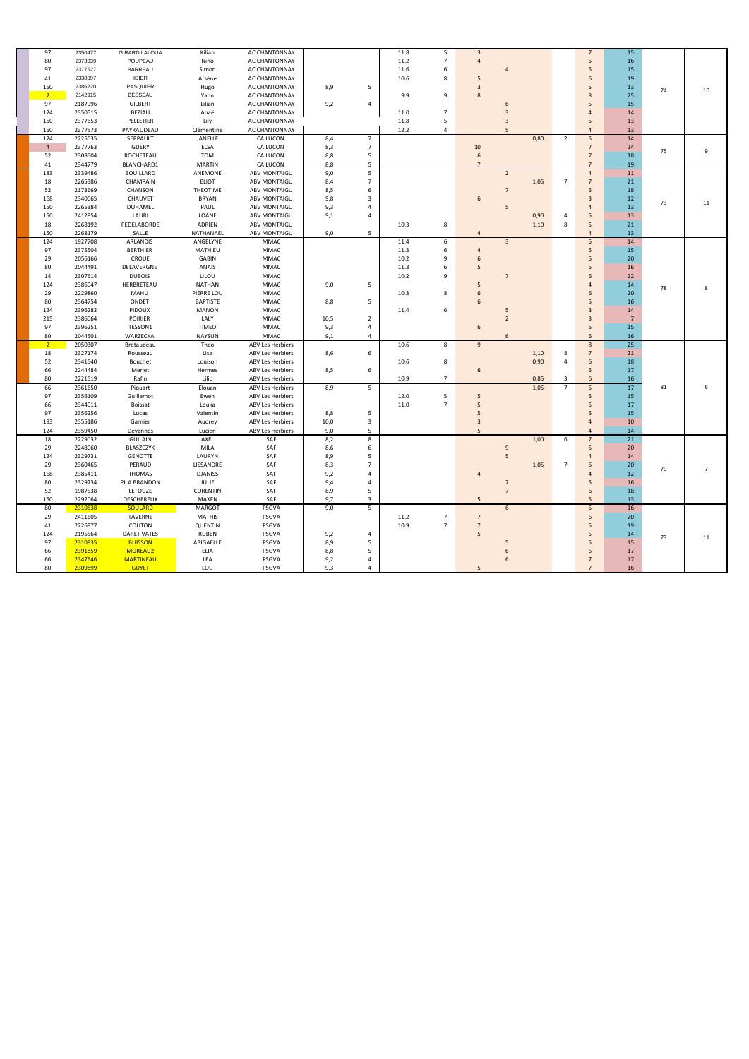| | | | | | | | | | | | | | | | | |
|---|---|---|---|---|---|---|---|---|---|---|---|---|---|---|---|---|
| 97 | 2350477 | GIRARD LALOUA | Kilian | AC CHANTONNAY | | | 11,8 | 5 | 3 | | | | 7 | 15 | 74 | 10 |
| 80 | 2373039 | POUPEAU | Nino | AC CHANTONNAY | | | 11,2 | 7 | 4 | | | | 5 | 16 | | |
| 97 | 2377527 | BARREAU | Simon | AC CHANTONNAY | | | 11,6 | 6 | | 4 | | | 5 | 15 | | |
| 41 | 2338097 | IDIER | Arsène | AC CHANTONNAY | | | 10,6 | 8 | 5 | | | | 6 | 19 | | |
| 150 | 2386220 | PASQUIER | Hugo | AC CHANTONNAY | 8,9 | 5 | | | 3 | | | | 5 | 13 | | |
| 2 | 2142915 | BESSEAU | Yann | AC CHANTONNAY | | | 9,9 | 9 | 8 | | | | 8 | 25 | | |
| 97 | 2187996 | GILBERT | Lilian | AC CHANTONNAY | 9,2 | 4 | | | | 6 | | | 5 | 15 | | |
| 124 | 2350515 | BEZIAU | Anaë | AC CHANTONNAY | | | 11,0 | 7 | | 3 | | | 4 | 14 | | |
| 150 | 2377553 | PELLETIER | Lily | AC CHANTONNAY | | | 11,8 | 5 | | 3 | | | 5 | 13 | | |
| 150 | 2377573 | PAYRAUDEAU | Clémentine | AC CHANTONNAY | | | 12,2 | 4 | | 5 | | | 4 | 13 | | |
| 124 | 2225035 | SERPAULT | JANELLE | CA LUCON | 8,4 | 7 | | | | | 0,80 | 2 | 5 | 14 | 75 | 9 |
| 4 | 2377763 | GUERY | ELSA | CA LUCON | 8,3 | 7 | | | 10 | | | | 7 | 24 | | |
| 52 | 2308504 | ROCHETEAU | TOM | CA LUCON | 8,8 | 5 | | | 6 | | | | 7 | 18 | | |
| 41 | 2344779 | BLANCHARD1 | MARTIN | CA LUCON | 8,8 | 5 | | | 7 | | | | 7 | 19 | | |
| 183 | 2339486 | BOUILLARD | ANEMONE | ABV MONTAIGU | 9,0 | 5 | | | | 2 | | | 4 | 11 | 73 | 11 |
| 18 | 2265386 | CHAMPAIN | ELIOT | ABV MONTAIGU | 8,4 | 7 | | | | | 1,05 | 7 | 7 | 21 | | |
| 52 | 2173669 | CHANSON | THEOTIME | ABV MONTAIGU | 8,5 | 6 | | | | 7 | | | 5 | 18 | | |
| 168 | 2340065 | CHAUVET | BRYAN | ABV MONTAIGU | 9,8 | 3 | | | 6 | | | | 3 | 12 | | |
| 150 | 2265384 | DUHAMEL | PAUL | ABV MONTAIGU | 9,3 | 4 | | | | 5 | | | 4 | 13 | | |
| 150 | 2412854 | LAURI | LOANE | ABV MONTAIGU | 9,1 | 4 | | | | | 0,90 | 4 | 5 | 13 | | |
| 18 | 2268192 | PEDELABORDE | ADRIEN | ABV MONTAIGU | | | 10,3 | 8 | | | 1,10 | 8 | 5 | 21 | | |
| 150 | 2268179 | SALLE | NATHANAEL | ABV MONTAIGU | 9,0 | 5 | | | 4 | | | | 4 | 13 | | |
| 124 | 1927708 | ARLANDIS | ANGELYNE | MMAC | | | 11,4 | 6 | | 3 | | | 5 | 14 | 78 | 8 |
| 97 | 2375504 | BERTHIER | MATHIEU | MMAC | | | 11,3 | 6 | 4 | | | | 5 | 15 | | |
| 29 | 2056166 | CROUE | GABIN | MMAC | | | 10,2 | 9 | 6 | | | | 5 | 20 | | |
| 80 | 2044491 | DELAVERGNE | ANAIS | MMAC | | | 11,3 | 6 | 5 | | | | 5 | 16 | | |
| 14 | 2307614 | DUBOIS | LILOU | MMAC | | | 10,2 | 9 | | 7 | | | 6 | 22 | | |
| 124 | 2386047 | HERBRETEAU | NATHAN | MMAC | 9,0 | 5 | | | 5 | | | | 4 | 14 | | |
| 29 | 2229860 | MAHU | PIERRE LOU | MMAC | | | 10,3 | 8 | 6 | | | | 6 | 20 | | |
| 80 | 2364754 | ONDET | BAPTISTE | MMAC | 8,8 | 5 | | | 6 | | | | 5 | 16 | | |
| 124 | 2396282 | PIDOUX | MANON | MMAC | | | 11,4 | 6 | | 5 | | | 3 | 14 | | |
| 215 | 2386064 | POIRIER | LALY | MMAC | 10,5 | 2 | | | | 2 | | | 3 | 7 | | |
| 97 | 2396251 | TESSON1 | TIMEO | MMAC | 9,3 | 4 | | | 6 | | | | 5 | 15 | | |
| 80 | 2044501 | WARZECKA | NAYSUN | MMAC | 9,1 | 4 | | | | 6 | | | 6 | 16 | | |
| 2 | 2050307 | Bretaudeau | Theo | ABV Les Herbiers | | | 10,6 | 8 | 9 | | | | 8 | 25 | 81 | 6 |
| 18 | 2327174 | Rousseau | Lise | ABV Les Herbiers | 8,6 | 6 | | | | | 1,10 | 8 | 7 | 21 | | |
| 52 | 2341540 | Bouchet | Louison | ABV Les Herbiers | | | 10,6 | 8 | | | 0,90 | 4 | 6 | 18 | | |
| 66 | 2244484 | Merlet | Hermes | ABV Les Herbiers | 8,5 | 6 | | | 6 | | | | 5 | 17 | | |
| 80 | 2221519 | Rafin | Lilio | ABV Les Herbiers | | | 10,9 | 7 | | | 0,85 | 3 | 6 | 16 | | |
| 66 | 2361650 | Piquart | Elouan | ABV Les Herbiers | 8,9 | 5 | | | | | 1,05 | 7 | 5 | 17 | | |
| 97 | 2356109 | Guillemot | Ewen | ABV Les Herbiers | | | 12,0 | 5 | 5 | | | | 5 | 15 | | |
| 66 | 2344011 | Boissat | Louka | ABV Les Herbiers | | | 11,0 | 7 | 5 | | | | 5 | 17 | | |
| 97 | 2356256 | Lucas | Valentin | ABV Les Herbiers | 8,8 | 5 | | | 5 | | | | 5 | 15 | | |
| 193 | 2355186 | Garnier | Audrey | ABV Les Herbiers | 10,0 | 3 | | | 3 | | | | 4 | 10 | | |
| 124 | 2359450 | Devannes | Lucien | ABV Les Herbiers | 9,0 | 5 | | | 5 | | | | 4 | 14 | | |
| 18 | 2229032 | GUILAIN | AXEL | SAF | 8,2 | 8 | | | | | 1,00 | 6 | 7 | 21 | 79 | 7 |
| 29 | 2248060 | BLASZCZYK | MILA | SAF | 8,6 | 6 | | | | 9 | | | 5 | 20 | | |
| 124 | 2329731 | GENOTTE | LAURYN | SAF | 8,9 | 5 | | | | 5 | | | 4 | 14 | | |
| 29 | 2360465 | PERAUD | LISSANDRE | SAF | 8,3 | 7 | | | | | 1,05 | 7 | 6 | 20 | | |
| 168 | 2385411 | THOMAS | DJANISS | SAF | 9,2 | 4 | | | 4 | | | | 4 | 12 | | |
| 80 | 2329734 | PILA BRANDON | JULIE | SAF | 9,4 | 4 | | | | 7 | | | 5 | 16 | | |
| 52 | 1987538 | LETOUZE | CORENTIN | SAF | 8,9 | 5 | | | | 7 | | | 6 | 18 | | |
| 150 | 2292064 | DESCHEREUX | MAXEN | SAF | 9,7 | 3 | | | 5 | | | | 5 | 13 | | |
| 80 | 2310838 | SOULARD | MARGOT | PSGVA | 9,0 | 5 | | | | 6 | | | 5 | 16 | 73 | 11 |
| 29 | 2411605 | TAVERNE | MATHIS | PSGVA | | | 11,2 | 7 | 7 | | | | 6 | 20 | | |
| 41 | 2226977 | COUTON | QUENTIN | PSGVA | | | 10,9 | 7 | 7 | | | | 5 | 19 | | |
| 124 | 2195564 | DARET VATES | RUBEN | PSGVA | 9,2 | 4 | | | 5 | | | | 5 | 14 | | |
| 97 | 2310835 | BUISSON | ABIGAELLE | PSGVA | 8,9 | 5 | | | | 5 | | | 5 | 15 | | |
| 66 | 2391859 | MOREAU2 | ELIA | PSGVA | 8,8 | 5 | | | | 6 | | | 6 | 17 | | |
| 66 | 2347646 | MARTINEAU | LEA | PSGVA | 9,2 | 4 | | | | 6 | | | 7 | 17 | | |
| 80 | 2309899 | GUYET | LOU | PSGVA | 9,3 | 4 | | | 5 | | | | 7 | 16 | | |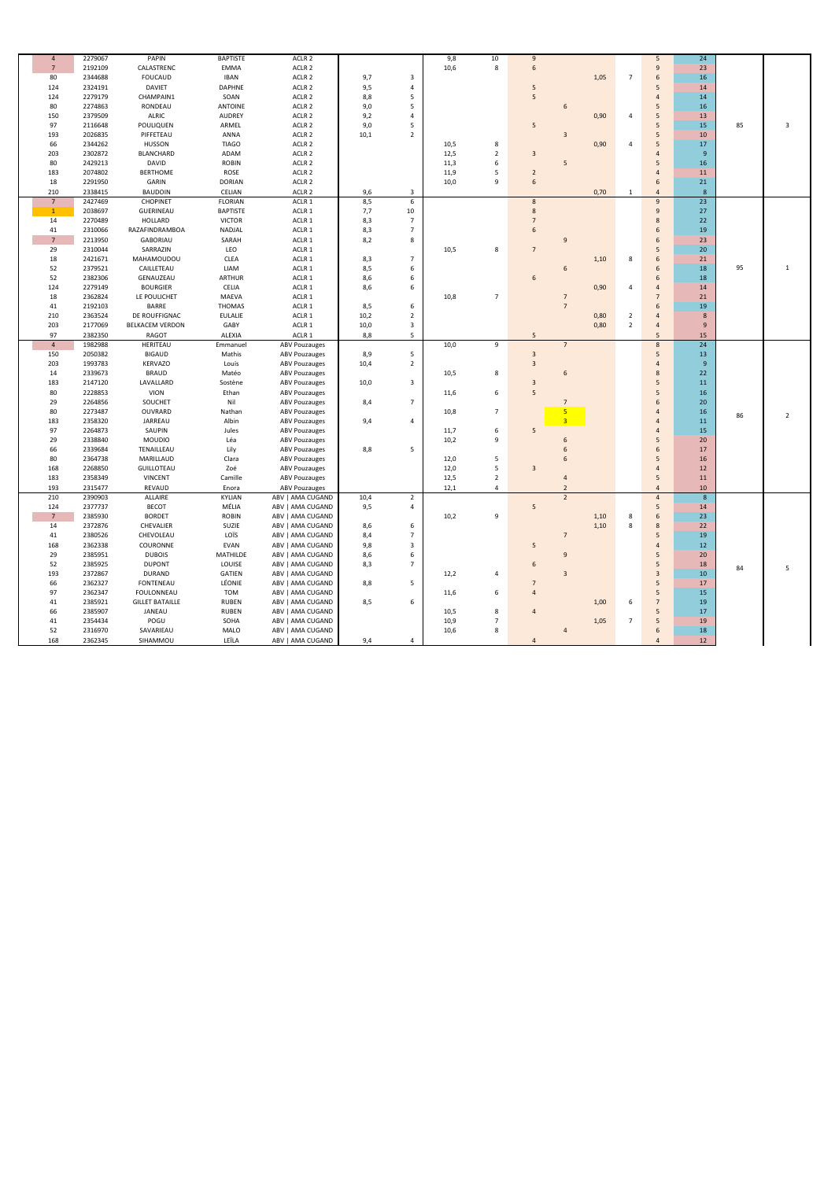| | | | | | | | | | | | | | | | | |
|---|---|---|---|---|---|---|---|---|---|---|---|---|---|---|---|---|
| 4 | 2279067 | PAPIN | BAPTISTE | ACLR 2 | | | 9,8 | 10 | 9 | | | | 5 | 24 | | |
| 7 | 2192109 | CALASTRENC | EMMA | ACLR 2 | | | 10,6 | 8 | 6 | | | | 9 | 23 | | |
| 80 | 2344688 | FOUCAUD | IBAN | ACLR 2 | 9,7 | 3 | | | | | 1,05 | 7 | 6 | 16 | | |
| 124 | 2324191 | DAVIET | DAPHNE | ACLR 2 | 9,5 | 4 | | | 5 | | | | 5 | 14 | | |
| 124 | 2279179 | CHAMPAIN1 | SOAN | ACLR 2 | 8,8 | 5 | | | 5 | | | | 4 | 14 | | |
| 80 | 2274863 | RONDEAU | ANTOINE | ACLR 2 | 9,0 | 5 | | | | 6 | | | 5 | 16 | | |
| 150 | 2379509 | ALRIC | AUDREY | ACLR 2 | 9,2 | 4 | | | | | 0,90 | 4 | 5 | 13 | | |
| 97 | 2116648 | POULIQUEN | ARMEL | ACLR 2 | 9,0 | 5 | | | 5 | | | | 5 | 15 | 85 | 3 |
| 193 | 2026835 | PIFFETEAU | ANNA | ACLR 2 | 10,1 | 2 | | | | 3 | | | 5 | 10 | | |
| 66 | 2344262 | HUSSON | TIAGO | ACLR 2 | | | 10,5 | 8 | | | 0,90 | 4 | 5 | 17 | | |
| 203 | 2302872 | BLANCHARD | ADAM | ACLR 2 | | | 12,5 | 2 | 3 | | | | 4 | 9 | | |
| 80 | 2429213 | DAVID | ROBIN | ACLR 2 | | | 11,3 | 6 | | 5 | | | 5 | 16 | | |
| 183 | 2074802 | BERTHOME | ROSE | ACLR 2 | | | 11,9 | 5 | 2 | | | | 4 | 11 | | |
| 18 | 2291950 | GARIN | DORIAN | ACLR 2 | | | 10,0 | 9 | 6 | | | | 6 | 21 | | |
| 210 | 2338415 | BAUDOIN | CELIAN | ACLR 2 | 9,6 | 3 | | | | | 0,70 | 1 | 4 | 8 | | |
| 7 | 2427469 | CHOPINET | FLORIAN | ACLR 1 | 8,5 | 6 | | | 8 | | | | 9 | 23 | | |
| 1 | 2038697 | GUERINEAU | BAPTISTE | ACLR 1 | 7,7 | 10 | | | 8 | | | | 9 | 27 | | |
| 14 | 2270489 | HOLLARD | VICTOR | ACLR 1 | 8,3 | 7 | | | 7 | | | | 8 | 22 | | |
| 41 | 2310066 | RAZAFINDRAMBOA | NADJAL | ACLR 1 | 8,3 | 7 | | | 6 | | | | 6 | 19 | | |
| 7 | 2213950 | GABORIAU | SARAH | ACLR 1 | 8,2 | 8 | | | | 9 | | | 6 | 23 | | |
| 29 | 2310044 | SARRAZIN | LEO | ACLR 1 | | | 10,5 | 8 | 7 | | | | 5 | 20 | | |
| 18 | 2421671 | MAHAMOUDOU | CLEA | ACLR 1 | 8,3 | 7 | | | | | 1,10 | 8 | 6 | 21 | | |
| 52 | 2379521 | CAILLETEAU | LIAM | ACLR 1 | 8,5 | 6 | | | | 6 | | | 6 | 18 | 95 | 1 |
| 52 | 2382306 | GENAUZEAU | ARTHUR | ACLR 1 | 8,6 | 6 | | | 6 | | | | 6 | 18 | | |
| 124 | 2279149 | BOURGIER | CELIA | ACLR 1 | 8,6 | 6 | | | | | 0,90 | 4 | 4 | 14 | | |
| 18 | 2362824 | LE POULICHET | MAEVA | ACLR 1 | | | 10,8 | 7 | | 7 | | | 7 | 21 | | |
| 41 | 2192103 | BARRE | THOMAS | ACLR 1 | 8,5 | 6 | | | | 7 | | | 6 | 19 | | |
| 210 | 2363524 | DE ROUFFIGNAC | EULALIE | ACLR 1 | 10,2 | 2 | | | | | 0,80 | 2 | 4 | 8 | | |
| 203 | 2177069 | BELKACEM VERDON | GABY | ACLR 1 | 10,0 | 3 | | | | | 0,80 | 2 | 4 | 9 | | |
| 97 | 2382350 | RAGOT | ALEXIA | ACLR 1 | 8,8 | 5 | | | 5 | | | | 5 | 15 | | |
| 4 | 1982988 | HERITEAU | Emmanuel | ABV Pouzauges | | | 10,0 | 9 | | 7 | | | 8 | 24 | | |
| 150 | 2050382 | BIGAUD | Mathis | ABV Pouzauges | 8,9 | 5 | | | 3 | | | | 5 | 13 | | |
| 203 | 1993783 | KERVAZO | Louis | ABV Pouzauges | 10,4 | 2 | | | 3 | | | | 4 | 9 | | |
| 14 | 2339673 | BRAUD | Matéo | ABV Pouzauges | | | 10,5 | 8 | | 6 | | | 8 | 22 | | |
| 183 | 2147120 | LAVALLARD | Sostène | ABV Pouzauges | 10,0 | 3 | | | 3 | | | | 5 | 11 | | |
| 80 | 2228853 | VION | Ethan | ABV Pouzauges | | | 11,6 | 6 | 5 | | | | 5 | 16 | | |
| 29 | 2264856 | SOUCHET | Nil | ABV Pouzauges | 8,4 | 7 | | | | 7 | | | 6 | 20 | | |
| 80 | 2273487 | OUVRARD | Nathan | ABV Pouzauges | | | 10,8 | 7 | | 5 | | | 4 | 16 | 86 | 2 |
| 183 | 2358320 | JARREAU | Albin | ABV Pouzauges | 9,4 | 4 | | | | 3 | | | 4 | 11 | | |
| 97 | 2264873 | SAUPIN | Jules | ABV Pouzauges | | | 11,7 | 6 | 5 | | | | 4 | 15 | | |
| 29 | 2338840 | MOUDIO | Léa | ABV Pouzauges | | | 10,2 | 9 | | 6 | | | 5 | 20 | | |
| 66 | 2339684 | TENAILLEAU | Lily | ABV Pouzauges | 8,8 | 5 | | | | 6 | | | 6 | 17 | | |
| 80 | 2364738 | MARILLAUD | Clara | ABV Pouzauges | | | 12,0 | 5 | | 6 | | | 5 | 16 | | |
| 168 | 2268850 | GUILLOTEAU | Zoé | ABV Pouzauges | | | 12,0 | 5 | 3 | | | | 4 | 12 | | |
| 183 | 2358349 | VINCENT | Camille | ABV Pouzauges | | | 12,5 | 2 | | 4 | | | 5 | 11 | | |
| 193 | 2315477 | REVAUD | Enora | ABV Pouzauges | | | 12,1 | 4 | | 2 | | | 4 | 10 | | |
| 210 | 2390903 | ALLAIRE | KYLIAN | ABV \| AMA CUGAND | 10,4 | 2 | | | | 2 | | | 4 | 8 | | |
| 124 | 2377737 | BECOT | MÉLIA | ABV \| AMA CUGAND | 9,5 | 4 | | | 5 | | | | 5 | 14 | | |
| 7 | 2385930 | BORDET | ROBIN | ABV \| AMA CUGAND | | | 10,2 | 9 | | | 1,10 | 8 | 6 | 23 | | |
| 14 | 2372876 | CHEVALIER | SUZIE | ABV \| AMA CUGAND | 8,6 | 6 | | | | | 1,10 | 8 | 8 | 22 | | |
| 41 | 2380526 | CHEVOLEAU | LOÏS | ABV \| AMA CUGAND | 8,4 | 7 | | | | 7 | | | 5 | 19 | | |
| 168 | 2362338 | COURONNE | EVAN | ABV \| AMA CUGAND | 9,8 | 3 | | | 5 | | | | 4 | 12 | | |
| 29 | 2385951 | DUBOIS | MATHILDE | ABV \| AMA CUGAND | 8,6 | 6 | | | | 9 | | | 5 | 20 | | |
| 52 | 2385925 | DUPONT | LOUISE | ABV \| AMA CUGAND | 8,3 | 7 | | | 6 | | | | 5 | 18 | 84 | 5 |
| 193 | 2372867 | DURAND | GATIEN | ABV \| AMA CUGAND | | | 12,2 | 4 | | 3 | | | 3 | 10 | | |
| 66 | 2362327 | FONTENEAU | LÉONIE | ABV \| AMA CUGAND | 8,8 | 5 | | | 7 | | | | 5 | 17 | | |
| 97 | 2362347 | FOULONNEAU | TOM | ABV \| AMA CUGAND | | | 11,6 | 6 | 4 | | | | 5 | 15 | | |
| 41 | 2385921 | GILLET BATAILLE | RUBEN | ABV \| AMA CUGAND | 8,5 | 6 | | | | | 1,00 | 6 | 7 | 19 | | |
| 66 | 2385907 | JANEAU | RUBEN | ABV \| AMA CUGAND | | | 10,5 | 8 | 4 | | | | 5 | 17 | | |
| 41 | 2354434 | POGU | SOHA | ABV \| AMA CUGAND | | | 10,9 | 7 | | | 1,05 | 7 | 5 | 19 | | |
| 52 | 2316970 | SAVARIEAU | MALO | ABV \| AMA CUGAND | | | 10,6 | 8 | | 4 | | | 6 | 18 | | |
| 168 | 2362345 | SIHAMMOU | LEÏLA | ABV \| AMA CUGAND | 9,4 | 4 | | | 4 | | | | 4 | 12 | | |